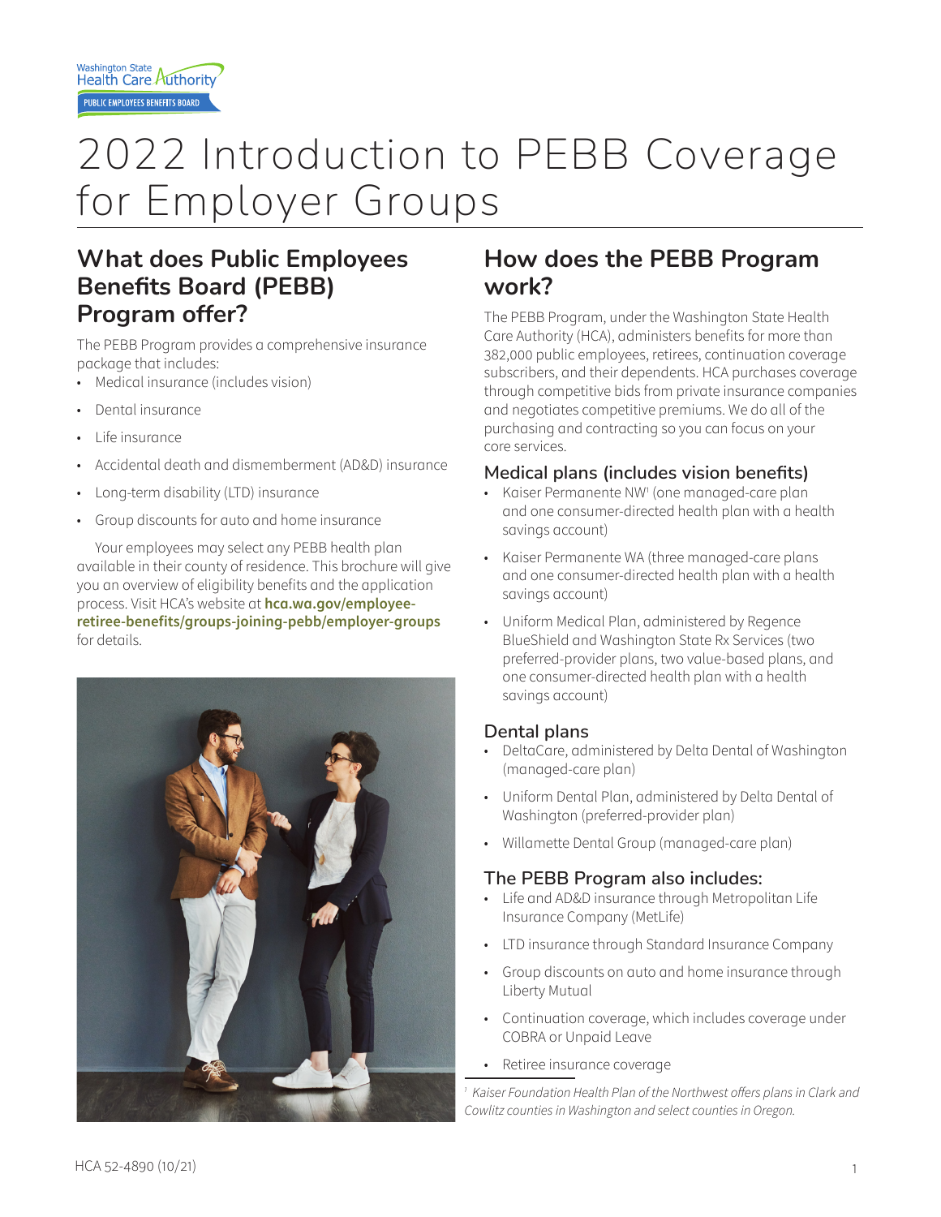# 2022 Introduction to PEBB Coverage for Employer Groups

## What does Public Employees Benefits Board (PEBB) Program offer?

The PEBB Program provides a comprehensive insurance package that includes:

- Medical insurance (includes vision)
- Dental insurance
- Life insurance
- Accidental death and dismemberment (AD&D) insurance
- Long-term disability (LTD) insurance
- Group discounts for auto and home insurance

Your employees may select any PEBB health plan available in their county of residence. This brochure will give you an overview of eligibility benefits and the application process. Visit HCA's website at **hca.wa.gov/employee-retiree-benefits/groups-joining-pebb/employer-groups** for details.

## How does the PEBB Program work?

The PEBB Program, under the Washington State Health Care Authority (HCA), administers benefits for more than 382,000 public employees, retirees, continuation coverage subscribers, and their dependents. HCA purchases coverage through competitive bids from private insurance companies and negotiates competitive premiums. We do all of the purchasing and contracting so you can focus on your core services.

### Medical plans (includes vision benefits)

- Kaiser Permanente NW[1] (one managed-care plan and one consumer-directed health plan with a health savings account)
- Kaiser Permanente WA (three managed-care plans and one consumer-directed health plan with a health savings account)
- Uniform Medical Plan, administered by Regence BlueShield and Washington State Rx Services (two preferred-provider plans, two value-based plans, and one consumer-directed health plan with a health savings account)

### Dental plans

- DeltaCare, administered by Delta Dental of Washington (managed-care plan)
- Uniform Dental Plan, administered by Delta Dental of Washington (preferred-provider plan)
- Willamette Dental Group (managed-care plan)

### The PEBB Program also includes:

- Life and AD&D insurance through Metropolitan Life Insurance Company (MetLife)
- LTD insurance through Standard Insurance Company
- Group discounts on auto and home insurance through Liberty Mutual
- Continuation coverage, which includes coverage under COBRA or Unpaid Leave
- Retiree insurance coverage

[1] *Kaiser Foundation Health Plan of the Northwest offers plans in Clark and Cowlitz counties in Washington and select counties in Oregon.*

HCA 52-4890 (10/21)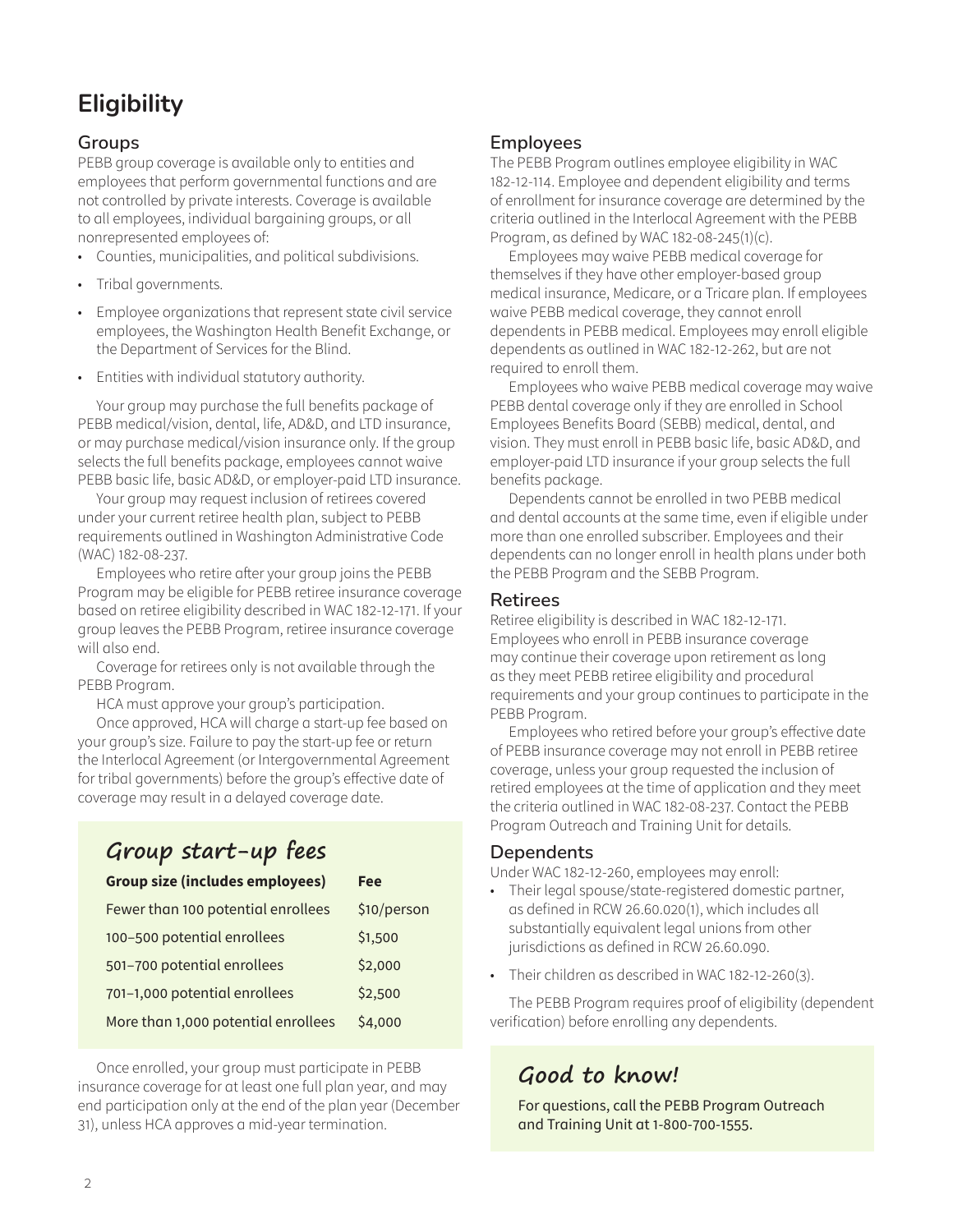# Eligibility

## Groups

PEBB group coverage is available only to entities and employees that perform governmental functions and are not controlled by private interests. Coverage is available to all employees, individual bargaining groups, or all nonrepresented employees of:

- Counties, municipalities, and political subdivisions.
- Tribal governments.
- Employee organizations that represent state civil service employees, the Washington Health Benefit Exchange, or the Department of Services for the Blind.
- Entities with individual statutory authority.

Your group may purchase the full benefits package of PEBB medical/vision, dental, life, AD&D, and LTD insurance, or may purchase medical/vision insurance only. If the group selects the full benefits package, employees cannot waive PEBB basic life, basic AD&D, or employer-paid LTD insurance.

Your group may request inclusion of retirees covered under your current retiree health plan, subject to PEBB requirements outlined in Washington Administrative Code (WAC) 182-08-237.

Employees who retire after your group joins the PEBB Program may be eligible for PEBB retiree insurance coverage based on retiree eligibility described in WAC 182-12-171. If your group leaves the PEBB Program, retiree insurance coverage will also end.

Coverage for retirees only is not available through the PEBB Program.

HCA must approve your group's participation.

Once approved, HCA will charge a start-up fee based on your group's size. Failure to pay the start-up fee or return the Interlocal Agreement (or Intergovernmental Agreement for tribal governments) before the group's effective date of coverage may result in a delayed coverage date.

### Group start-up fees

| Group size (includes employees) | Fee |
|---|---|
| Fewer than 100 potential enrollees | $10/person |
| 100–500 potential enrollees | $1,500 |
| 501–700 potential enrollees | $2,000 |
| 701–1,000 potential enrollees | $2,500 |
| More than 1,000 potential enrollees | $4,000 |

Once enrolled, your group must participate in PEBB insurance coverage for at least one full plan year, and may end participation only at the end of the plan year (December 31), unless HCA approves a mid-year termination.

## Employees

The PEBB Program outlines employee eligibility in WAC 182-12-114. Employee and dependent eligibility and terms of enrollment for insurance coverage are determined by the criteria outlined in the Interlocal Agreement with the PEBB Program, as defined by WAC 182-08-245(1)(c).

Employees may waive PEBB medical coverage for themselves if they have other employer-based group medical insurance, Medicare, or a Tricare plan. If employees waive PEBB medical coverage, they cannot enroll dependents in PEBB medical. Employees may enroll eligible dependents as outlined in WAC 182-12-262, but are not required to enroll them.

Employees who waive PEBB medical coverage may waive PEBB dental coverage only if they are enrolled in School Employees Benefits Board (SEBB) medical, dental, and vision. They must enroll in PEBB basic life, basic AD&D, and employer-paid LTD insurance if your group selects the full benefits package.

Dependents cannot be enrolled in two PEBB medical and dental accounts at the same time, even if eligible under more than one enrolled subscriber. Employees and their dependents can no longer enroll in health plans under both the PEBB Program and the SEBB Program.

## Retirees

Retiree eligibility is described in WAC 182-12-171. Employees who enroll in PEBB insurance coverage may continue their coverage upon retirement as long as they meet PEBB retiree eligibility and procedural requirements and your group continues to participate in the PEBB Program.

Employees who retired before your group's effective date of PEBB insurance coverage may not enroll in PEBB retiree coverage, unless your group requested the inclusion of retired employees at the time of application and they meet the criteria outlined in WAC 182-08-237. Contact the PEBB Program Outreach and Training Unit for details.

## Dependents

Under WAC 182-12-260, employees may enroll:

- Their legal spouse/state-registered domestic partner, as defined in RCW 26.60.020(1), which includes all substantially equivalent legal unions from other jurisdictions as defined in RCW 26.60.090.
- Their children as described in WAC 182-12-260(3).

The PEBB Program requires proof of eligibility (dependent verification) before enrolling any dependents.

### Good to know!

For questions, call the PEBB Program Outreach and Training Unit at 1-800-700-1555.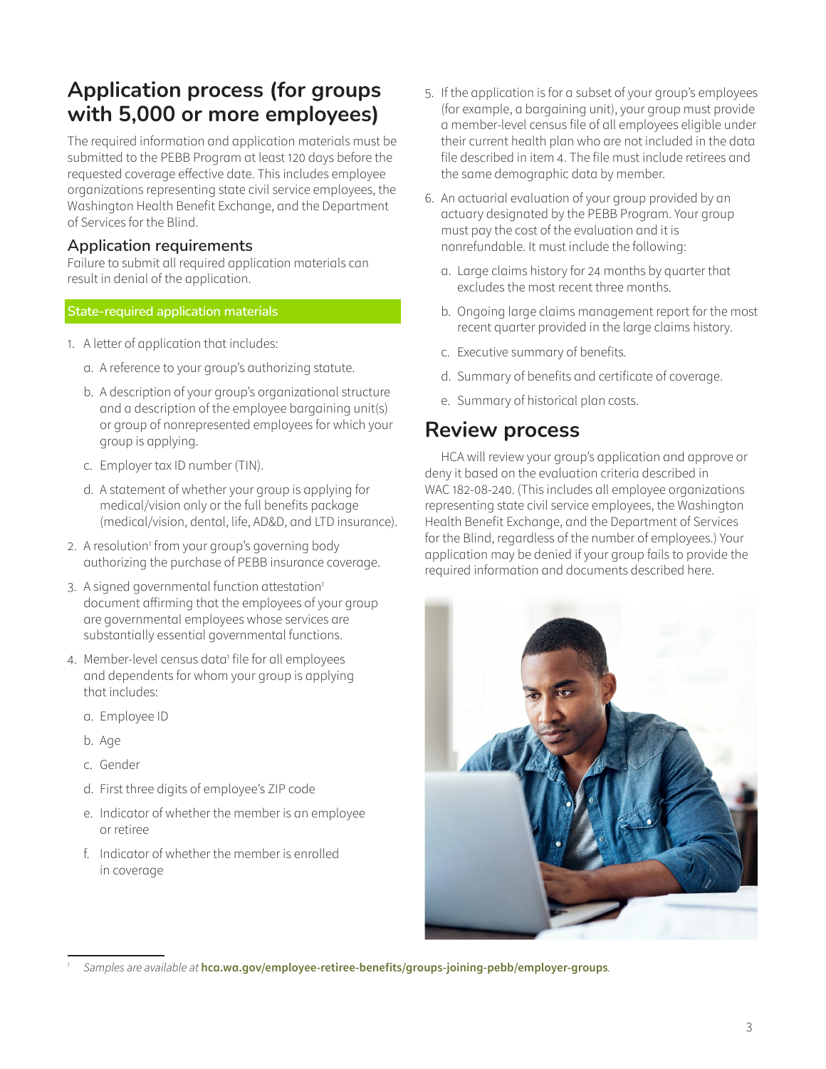## Application process (for groups with 5,000 or more employees)

The required information and application materials must be submitted to the PEBB Program at least 120 days before the requested coverage effective date. This includes employee organizations representing state civil service employees, the Washington Health Benefit Exchange, and the Department of Services for the Blind.

### Application requirements

Failure to submit all required application materials can result in denial of the application.

#### State-required application materials

1. A letter of application that includes:
   a. A reference to your group's authorizing statute.
   b. A description of your group's organizational structure and a description of the employee bargaining unit(s) or group of nonrepresented employees for which your group is applying.
   c. Employer tax ID number (TIN).
   d. A statement of whether your group is applying for medical/vision only or the full benefits package (medical/vision, dental, life, AD&D, and LTD insurance).
2. A resolution[1] from your group's governing body authorizing the purchase of PEBB insurance coverage.
3. A signed governmental function attestation[1] document affirming that the employees of your group are governmental employees whose services are substantially essential governmental functions.
4. Member-level census data[1] file for all employees and dependents for whom your group is applying that includes:
   a. Employee ID
   b. Age
   c. Gender
   d. First three digits of employee's ZIP code
   e. Indicator of whether the member is an employee or retiree
   f. Indicator of whether the member is enrolled in coverage
5. If the application is for a subset of your group's employees (for example, a bargaining unit), your group must provide a member-level census file of all employees eligible under their current health plan who are not included in the data file described in item 4. The file must include retirees and the same demographic data by member.
6. An actuarial evaluation of your group provided by an actuary designated by the PEBB Program. Your group must pay the cost of the evaluation and it is nonrefundable. It must include the following:
   a. Large claims history for 24 months by quarter that excludes the most recent three months.
   b. Ongoing large claims management report for the most recent quarter provided in the large claims history.
   c. Executive summary of benefits.
   d. Summary of benefits and certificate of coverage.
   e. Summary of historical plan costs.

## Review process

HCA will review your group's application and approve or deny it based on the evaluation criteria described in WAC 182-08-240. (This includes all employee organizations representing state civil service employees, the Washington Health Benefit Exchange, and the Department of Services for the Blind, regardless of the number of employees.) Your application may be denied if your group fails to provide the required information and documents described here.

[1] *Samples are available at* **hca.wa.gov/employee-retiree-benefits/groups-joining-pebb/employer-groups**.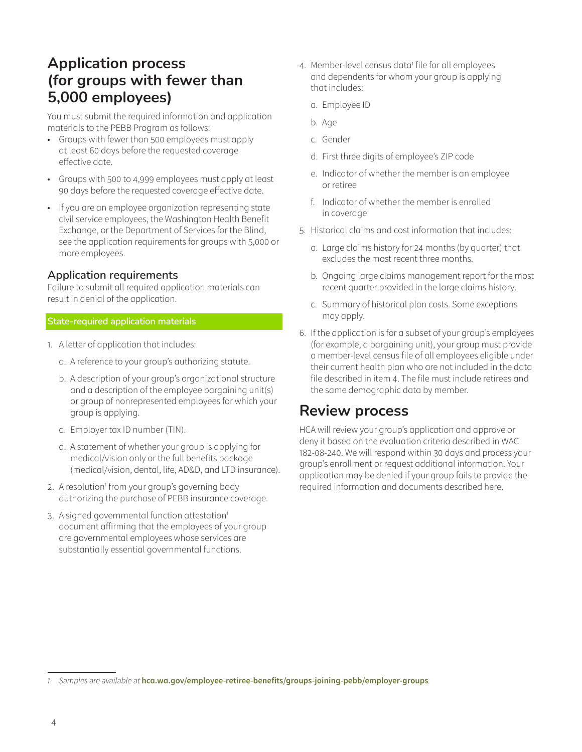## Application process (for groups with fewer than 5,000 employees)

You must submit the required information and application materials to the PEBB Program as follows:

- Groups with fewer than 500 employees must apply at least 60 days before the requested coverage effective date.
- Groups with 500 to 4,999 employees must apply at least 90 days before the requested coverage effective date.
- If you are an employee organization representing state civil service employees, the Washington Health Benefit Exchange, or the Department of Services for the Blind, see the application requirements for groups with 5,000 or more employees.

### Application requirements

Failure to submit all required application materials can result in denial of the application.

#### State-required application materials

1. A letter of application that includes:
   a. A reference to your group's authorizing statute.
   b. A description of your group's organizational structure and a description of the employee bargaining unit(s) or group of nonrepresented employees for which your group is applying.
   c. Employer tax ID number (TIN).
   d. A statement of whether your group is applying for medical/vision only or the full benefits package (medical/vision, dental, life, AD&D, and LTD insurance).
2. A resolution[1] from your group's governing body authorizing the purchase of PEBB insurance coverage.
3. A signed governmental function attestation[1] document affirming that the employees of your group are governmental employees whose services are substantially essential governmental functions.
4. Member-level census data[1] file for all employees and dependents for whom your group is applying that includes:
   a. Employee ID
   b. Age
   c. Gender
   d. First three digits of employee's ZIP code
   e. Indicator of whether the member is an employee or retiree
   f. Indicator of whether the member is enrolled in coverage
5. Historical claims and cost information that includes:
   a. Large claims history for 24 months (by quarter) that excludes the most recent three months.
   b. Ongoing large claims management report for the most recent quarter provided in the large claims history.
   c. Summary of historical plan costs. Some exceptions may apply.
6. If the application is for a subset of your group's employees (for example, a bargaining unit), your group must provide a member-level census file of all employees eligible under their current health plan who are not included in the data file described in item 4. The file must include retirees and the same demographic data by member.

## Review process

HCA will review your group's application and approve or deny it based on the evaluation criteria described in WAC 182-08-240. We will respond within 30 days and process your group's enrollment or request additional information. Your application may be denied if your group fails to provide the required information and documents described here.

---

[1] *Samples are available at* **hca.wa.gov/employee-retiree-benefits/groups-joining-pebb/employer-groups**.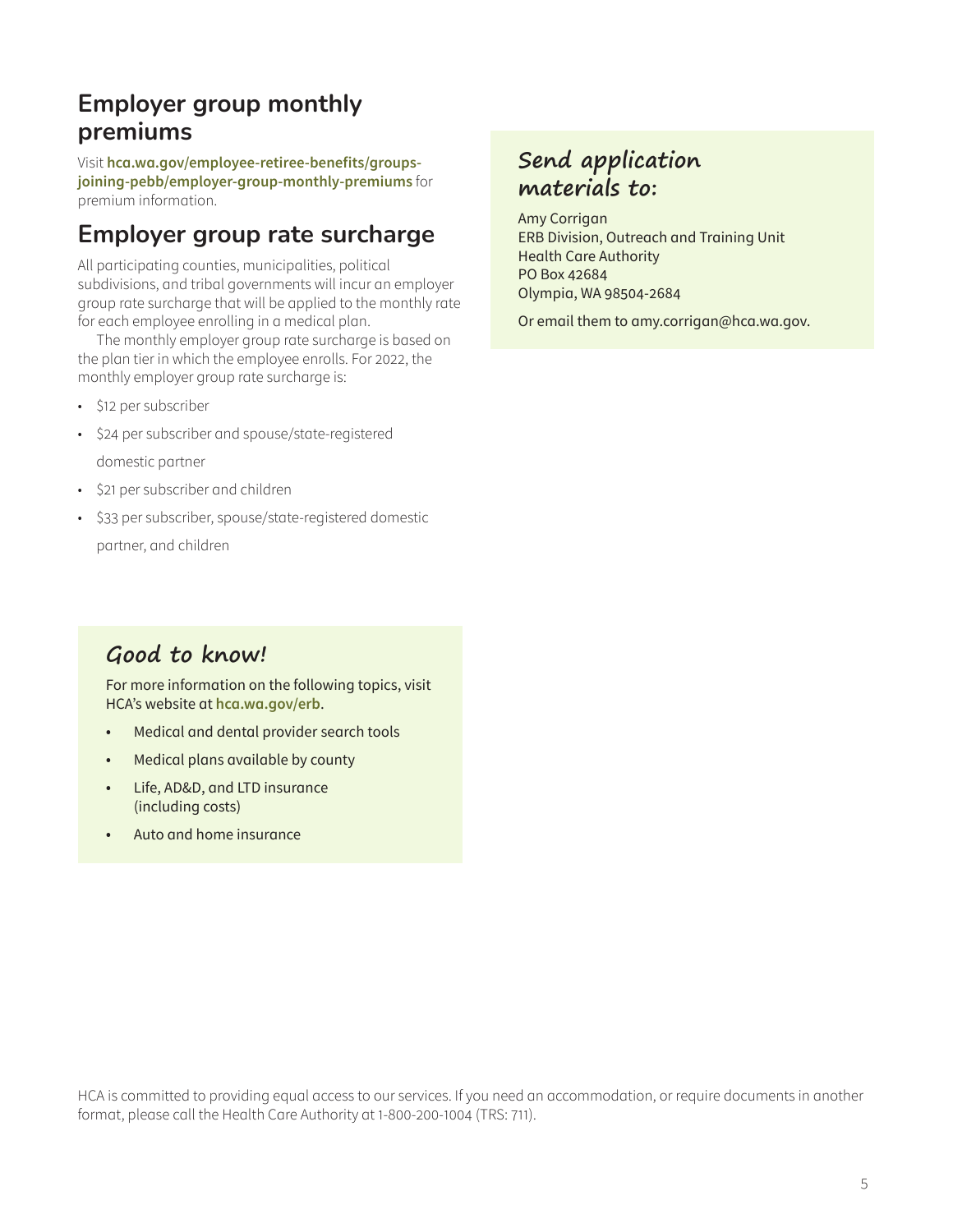## Employer group monthly premiums

Visit **hca.wa.gov/employee-retiree-benefits/groups-joining-pebb/employer-group-monthly-premiums** for premium information.

## Employer group rate surcharge

All participating counties, municipalities, political subdivisions, and tribal governments will incur an employer group rate surcharge that will be applied to the monthly rate for each employee enrolling in a medical plan.

The monthly employer group rate surcharge is based on the plan tier in which the employee enrolls. For 2022, the monthly employer group rate surcharge is:

- $12 per subscriber
- $24 per subscriber and spouse/state-registered domestic partner
- $21 per subscriber and children
- $33 per subscriber, spouse/state-registered domestic partner, and children

### *Send application materials to:*

Amy Corrigan
ERB Division, Outreach and Training Unit
Health Care Authority
PO Box 42684
Olympia, WA 98504-2684

Or email them to amy.corrigan@hca.wa.gov.

### *Good to know!*

For more information on the following topics, visit HCA's website at **hca.wa.gov/erb**.

- Medical and dental provider search tools
- Medical plans available by county
- Life, AD&D, and LTD insurance (including costs)
- Auto and home insurance

HCA is committed to providing equal access to our services. If you need an accommodation, or require documents in another format, please call the Health Care Authority at 1-800-200-1004 (TRS: 711).